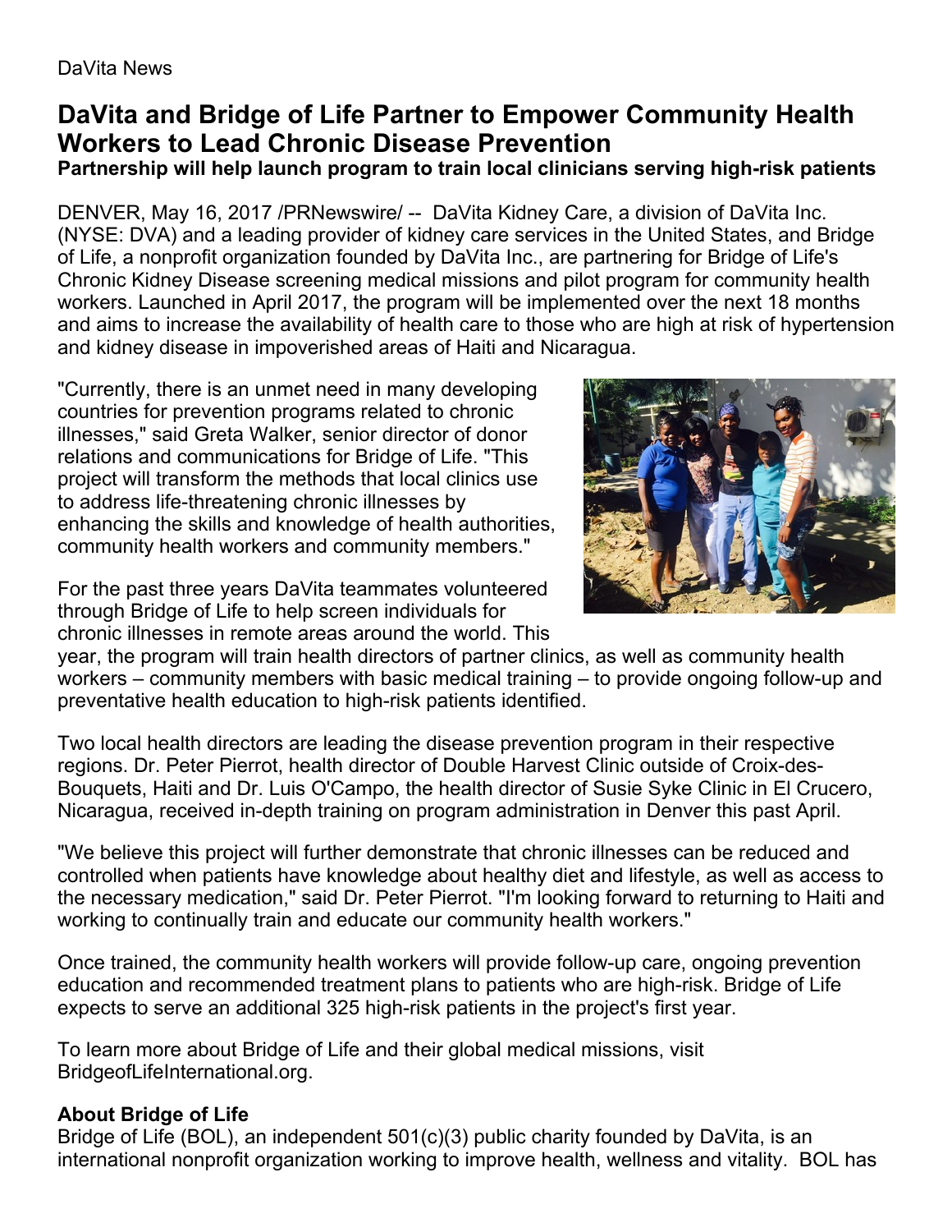DaVita News

# DaVita and Bridge of Life Partner to Empower Community Health Workers to Lead Chronic Disease Prevention

**Partnership will help launch program to train local clinicians serving high-risk patients**

DENVER, May 16, 2017 /PRNewswire/ -- DaVita Kidney Care, a division of DaVita Inc. (NYSE: DVA) and a leading provider of kidney care services in the United States, and Bridge of Life, a nonprofit organization founded by DaVita Inc., are partnering for Bridge of Life's Chronic Kidney Disease screening medical missions and pilot program for community health workers. Launched in April 2017, the program will be implemented over the next 18 months and aims to increase the availability of health care to those who are high at risk of hypertension and kidney disease in impoverished areas of Haiti and Nicaragua.

"Currently, there is an unmet need in many developing countries for prevention programs related to chronic illnesses," said Greta Walker, senior director of donor relations and communications for Bridge of Life. "This project will transform the methods that local clinics use to address life-threatening chronic illnesses by enhancing the skills and knowledge of health authorities, community health workers and community members."

For the past three years DaVita teammates volunteered through Bridge of Life to help screen individuals for chronic illnesses in remote areas around the world. This year, the program will train health directors of partner clinics, as well as community health workers – community members with basic medical training – to provide ongoing follow-up and preventative health education to high-risk patients identified.

Two local health directors are leading the disease prevention program in their respective regions. Dr. Peter Pierrot, health director of Double Harvest Clinic outside of Croix-des-Bouquets, Haiti and Dr. Luis O'Campo, the health director of Susie Syke Clinic in El Crucero, Nicaragua, received in-depth training on program administration in Denver this past April.

"We believe this project will further demonstrate that chronic illnesses can be reduced and controlled when patients have knowledge about healthy diet and lifestyle, as well as access to the necessary medication," said Dr. Peter Pierrot. "I'm looking forward to returning to Haiti and working to continually train and educate our community health workers."

Once trained, the community health workers will provide follow-up care, ongoing prevention education and recommended treatment plans to patients who are high-risk. Bridge of Life expects to serve an additional 325 high-risk patients in the project's first year.

To learn more about Bridge of Life and their global medical missions, visit BridgeofLifeInternational.org.

### About Bridge of Life

Bridge of Life (BOL), an independent 501(c)(3) public charity founded by DaVita, is an international nonprofit organization working to improve health, wellness and vitality. BOL has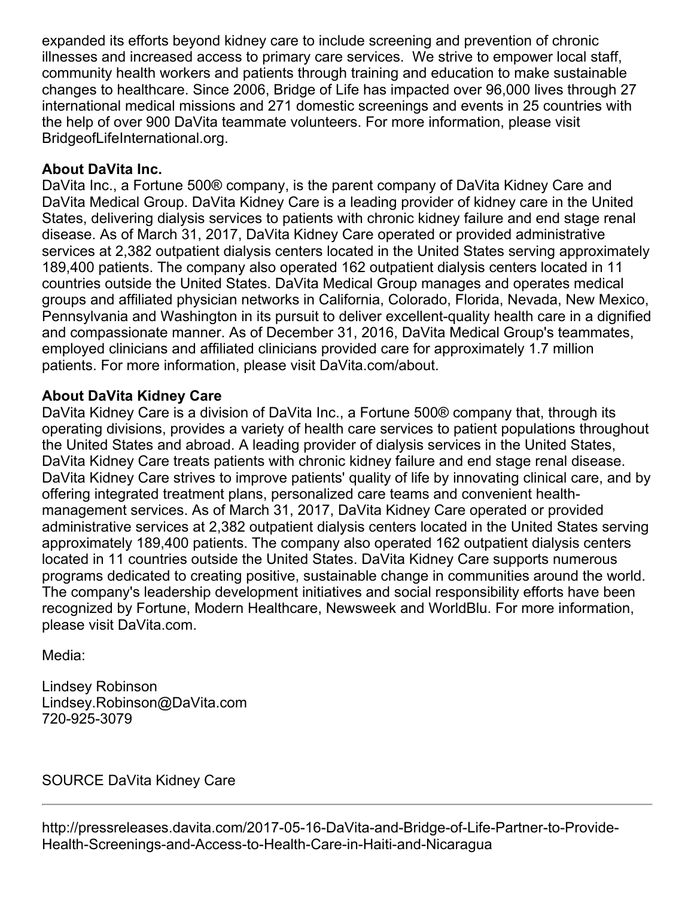expanded its efforts beyond kidney care to include screening and prevention of chronic illnesses and increased access to primary care services. We strive to empower local staff, community health workers and patients through training and education to make sustainable changes to healthcare. Since 2006, Bridge of Life has impacted over 96,000 lives through 27 international medical missions and 271 domestic screenings and events in 25 countries with the help of over 900 DaVita teammate volunteers. For more information, please visit BridgeofLifeInternational.org.

**About DaVita Inc.**

DaVita Inc., a Fortune 500® company, is the parent company of DaVita Kidney Care and DaVita Medical Group. DaVita Kidney Care is a leading provider of kidney care in the United States, delivering dialysis services to patients with chronic kidney failure and end stage renal disease. As of March 31, 2017, DaVita Kidney Care operated or provided administrative services at 2,382 outpatient dialysis centers located in the United States serving approximately 189,400 patients. The company also operated 162 outpatient dialysis centers located in 11 countries outside the United States. DaVita Medical Group manages and operates medical groups and affiliated physician networks in California, Colorado, Florida, Nevada, New Mexico, Pennsylvania and Washington in its pursuit to deliver excellent-quality health care in a dignified and compassionate manner. As of December 31, 2016, DaVita Medical Group's teammates, employed clinicians and affiliated clinicians provided care for approximately 1.7 million patients. For more information, please visit DaVita.com/about.

**About DaVita Kidney Care**

DaVita Kidney Care is a division of DaVita Inc., a Fortune 500® company that, through its operating divisions, provides a variety of health care services to patient populations throughout the United States and abroad. A leading provider of dialysis services in the United States, DaVita Kidney Care treats patients with chronic kidney failure and end stage renal disease. DaVita Kidney Care strives to improve patients' quality of life by innovating clinical care, and by offering integrated treatment plans, personalized care teams and convenient health-management services. As of March 31, 2017, DaVita Kidney Care operated or provided administrative services at 2,382 outpatient dialysis centers located in the United States serving approximately 189,400 patients. The company also operated 162 outpatient dialysis centers located in 11 countries outside the United States. DaVita Kidney Care supports numerous programs dedicated to creating positive, sustainable change in communities around the world. The company's leadership development initiatives and social responsibility efforts have been recognized by Fortune, Modern Healthcare, Newsweek and WorldBlu. For more information, please visit DaVita.com.

Media:

Lindsey Robinson
Lindsey.Robinson@DaVita.com
720-925-3079

SOURCE DaVita Kidney Care

---

http://pressreleases.davita.com/2017-05-16-DaVita-and-Bridge-of-Life-Partner-to-Provide-Health-Screenings-and-Access-to-Health-Care-in-Haiti-and-Nicaragua